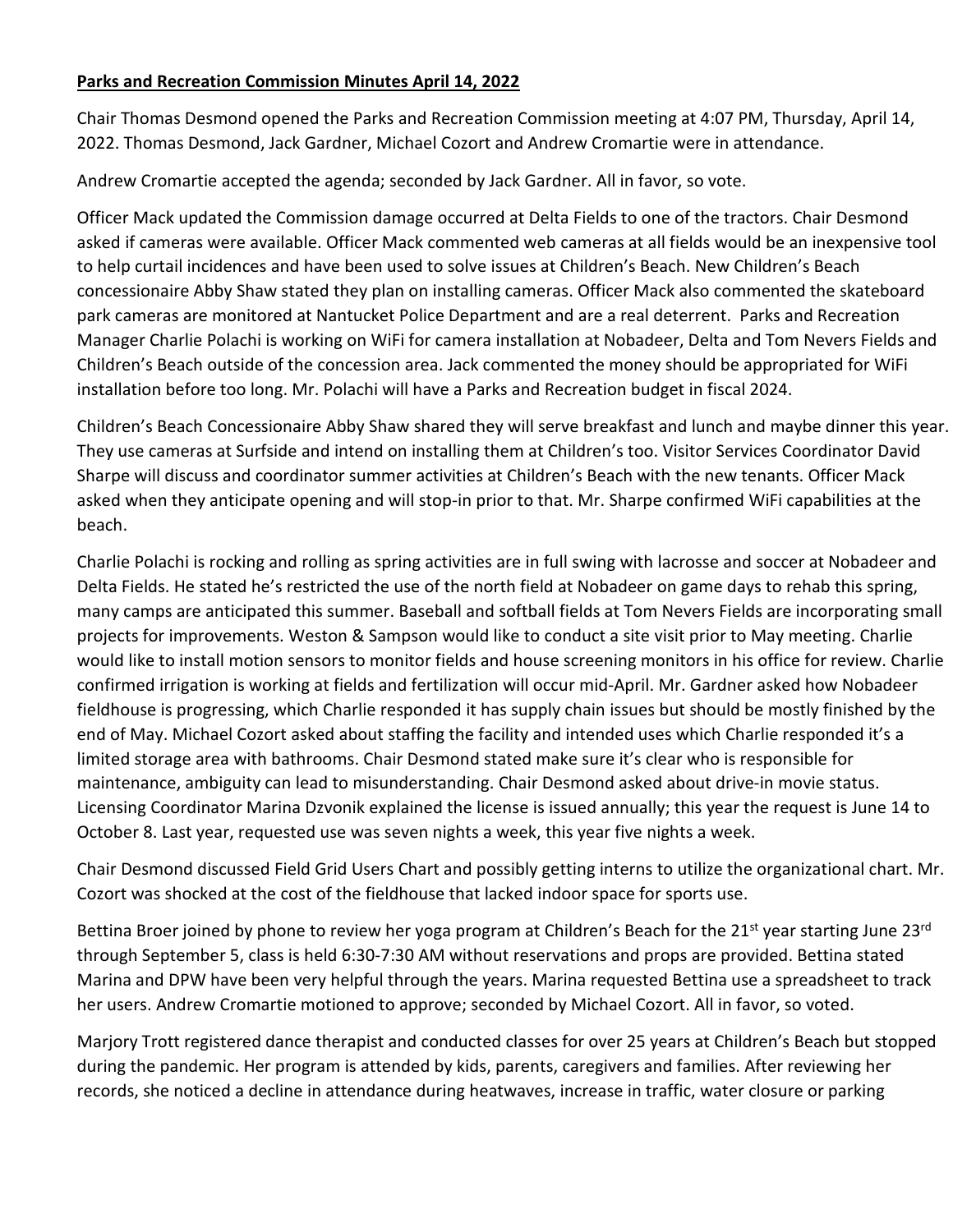**Parks and Recreation Commission Minutes April 14, 2022**

Chair Thomas Desmond opened the Parks and Recreation Commission meeting at 4:07 PM, Thursday, April 14, 2022. Thomas Desmond, Jack Gardner, Michael Cozort and Andrew Cromartie were in attendance.

Andrew Cromartie accepted the agenda; seconded by Jack Gardner. All in favor, so vote.

Officer Mack updated the Commission damage occurred at Delta Fields to one of the tractors. Chair Desmond asked if cameras were available. Officer Mack commented web cameras at all fields would be an inexpensive tool to help curtail incidences and have been used to solve issues at Children's Beach. New Children's Beach concessionaire Abby Shaw stated they plan on installing cameras. Officer Mack also commented the skateboard park cameras are monitored at Nantucket Police Department and are a real deterrent. Parks and Recreation Manager Charlie Polachi is working on WiFi for camera installation at Nobadeer, Delta and Tom Nevers Fields and Children's Beach outside of the concession area. Jack commented the money should be appropriated for WiFi installation before too long. Mr. Polachi will have a Parks and Recreation budget in fiscal 2024.

Children's Beach Concessionaire Abby Shaw shared they will serve breakfast and lunch and maybe dinner this year. They use cameras at Surfside and intend on installing them at Children's too. Visitor Services Coordinator David Sharpe will discuss and coordinator summer activities at Children's Beach with the new tenants. Officer Mack asked when they anticipate opening and will stop-in prior to that. Mr. Sharpe confirmed WiFi capabilities at the beach.

Charlie Polachi is rocking and rolling as spring activities are in full swing with lacrosse and soccer at Nobadeer and Delta Fields. He stated he's restricted the use of the north field at Nobadeer on game days to rehab this spring, many camps are anticipated this summer. Baseball and softball fields at Tom Nevers Fields are incorporating small projects for improvements. Weston & Sampson would like to conduct a site visit prior to May meeting. Charlie would like to install motion sensors to monitor fields and house screening monitors in his office for review. Charlie confirmed irrigation is working at fields and fertilization will occur mid-April. Mr. Gardner asked how Nobadeer fieldhouse is progressing, which Charlie responded it has supply chain issues but should be mostly finished by the end of May. Michael Cozort asked about staffing the facility and intended uses which Charlie responded it's a limited storage area with bathrooms. Chair Desmond stated make sure it's clear who is responsible for maintenance, ambiguity can lead to misunderstanding. Chair Desmond asked about drive-in movie status. Licensing Coordinator Marina Dzvonik explained the license is issued annually; this year the request is June 14 to October 8. Last year, requested use was seven nights a week, this year five nights a week.

Chair Desmond discussed Field Grid Users Chart and possibly getting interns to utilize the organizational chart. Mr. Cozort was shocked at the cost of the fieldhouse that lacked indoor space for sports use.

Bettina Broer joined by phone to review her yoga program at Children's Beach for the 21st year starting June 23rd through September 5, class is held 6:30-7:30 AM without reservations and props are provided. Bettina stated Marina and DPW have been very helpful through the years. Marina requested Bettina use a spreadsheet to track her users. Andrew Cromartie motioned to approve; seconded by Michael Cozort. All in favor, so voted.

Marjory Trott registered dance therapist and conducted classes for over 25 years at Children's Beach but stopped during the pandemic. Her program is attended by kids, parents, caregivers and families. After reviewing her records, she noticed a decline in attendance during heatwaves, increase in traffic, water closure or parking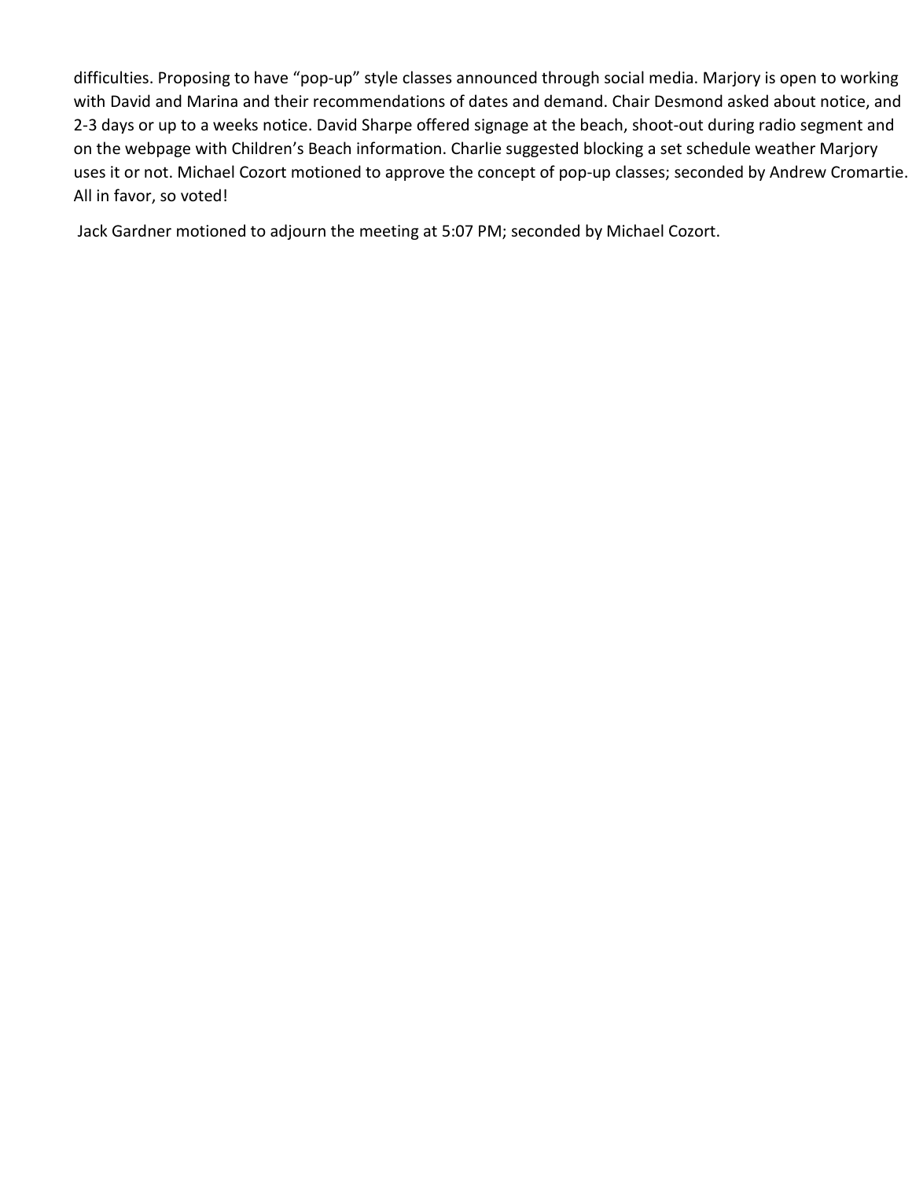difficulties. Proposing to have "pop-up" style classes announced through social media. Marjory is open to working with David and Marina and their recommendations of dates and demand. Chair Desmond asked about notice, and 2-3 days or up to a weeks notice. David Sharpe offered signage at the beach, shoot-out during radio segment and on the webpage with Children's Beach information. Charlie suggested blocking a set schedule weather Marjory uses it or not. Michael Cozort motioned to approve the concept of pop-up classes; seconded by Andrew Cromartie. All in favor, so voted!

Jack Gardner motioned to adjourn the meeting at 5:07 PM; seconded by Michael Cozort.